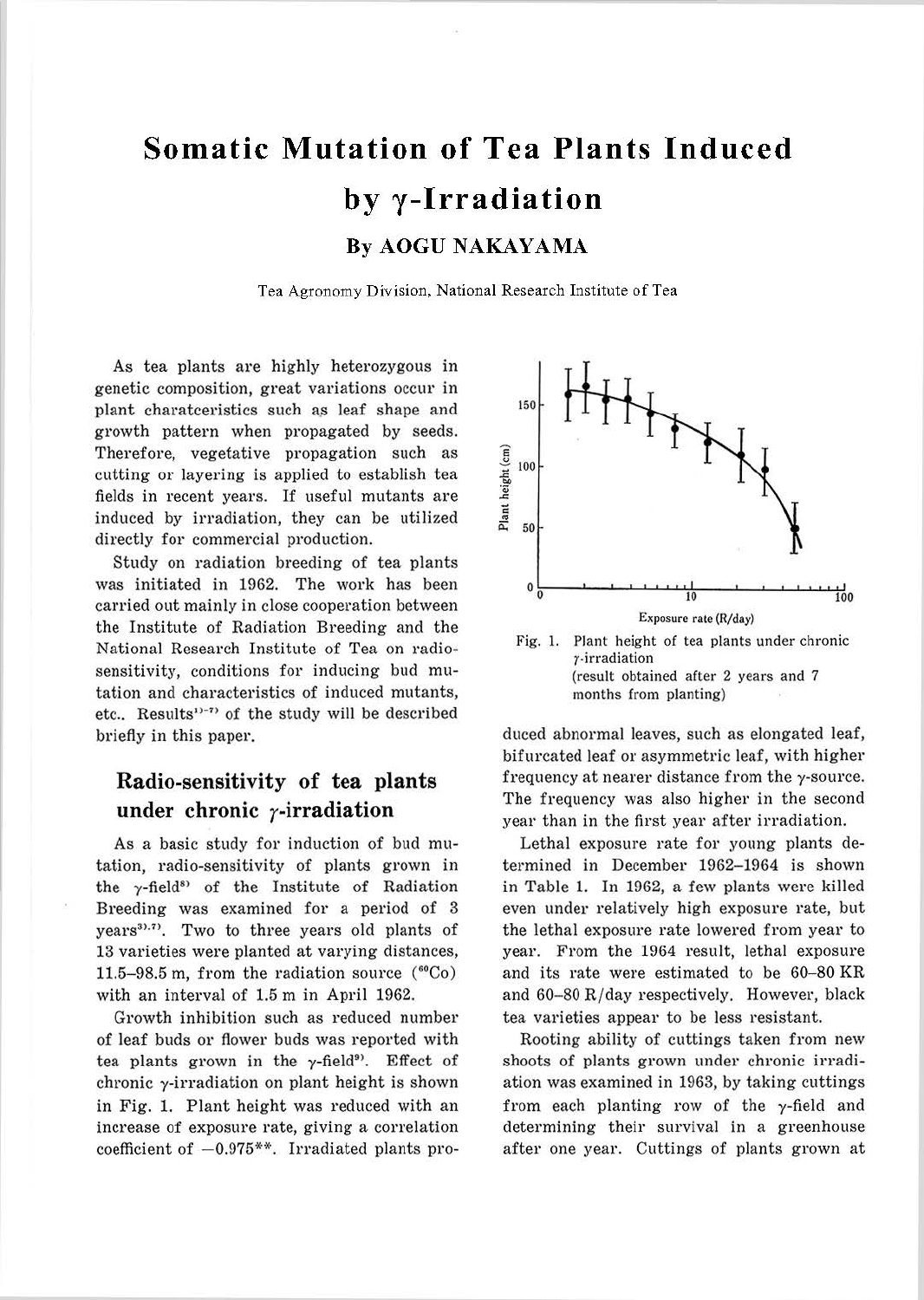# Somatic Mutation of Tea Plants Induced by γ-Irradiation

## By AOGU NAKAYAMA

Tea Agronomy Division, National Research Institute of Tea

As tea plants are highly heterozygous in genetic composition, great variations occur in plant charatceristics such as leaf shape and growth pattern when propagated by seeds. Therefore, vegetative propagation such as cutting or layering is applied to establish tea fields in recent years. If useful mutants are induced by irradiation, they can be utilized directly for commercial production.

Study on radiation breeding of tea plants was initiated in 1962. The work has been carried out mainly in close cooperation between the Institute of Radiation Breeding and the National Research Institute of Tea on radio-sensitivity, conditions for inducing bud mutation and characteristics of induced mutants, etc.. Results[1)-7)] of the study will be described briefly in this paper.

## Radio-sensitivity of tea plants under chronic γ-irradiation

As a basic study for induction of bud mutation, radio-sensitivity of plants grown in the γ-field[8)] of the Institute of Radiation Breeding was examined for a period of 3 years[3),7)]. Two to three years old plants of 13 varieties were planted at varying distances, 11.5–98.5 m, from the radiation source ($^{60}$Co) with an interval of 1.5 m in April 1962.

Growth inhibition such as reduced number of leaf buds or flower buds was reported with tea plants grown in the γ-field[9)]. Effect of chronic γ-irradiation on plant height is shown in Fig. 1. Plant height was reduced with an increase of exposure rate, giving a correlation coefficient of −0.975**. Irradiated plants produced abnormal leaves, such as elongated leaf, bifurcated leaf or asymmetric leaf, with higher frequency at nearer distance from the γ-source. The frequency was also higher in the second year than in the first year after irradiation.

Fig. 1. Plant height of tea plants under chronic γ-irradiation (result obtained after 2 years and 7 months from planting)

Lethal exposure rate for young plants determined in December 1962–1964 is shown in Table 1. In 1962, a few plants were killed even under relatively high exposure rate, but the lethal exposure rate lowered from year to year. From the 1964 result, lethal exposure and its rate were estimated to be 60–80 KR and 60–80 R/day respectively. However, black tea varieties appear to be less resistant.

Rooting ability of cuttings taken from new shoots of plants grown under chronic irradiation was examined in 1963, by taking cuttings from each planting row of the γ-field and determining their survival in a greenhouse after one year. Cuttings of plants grown at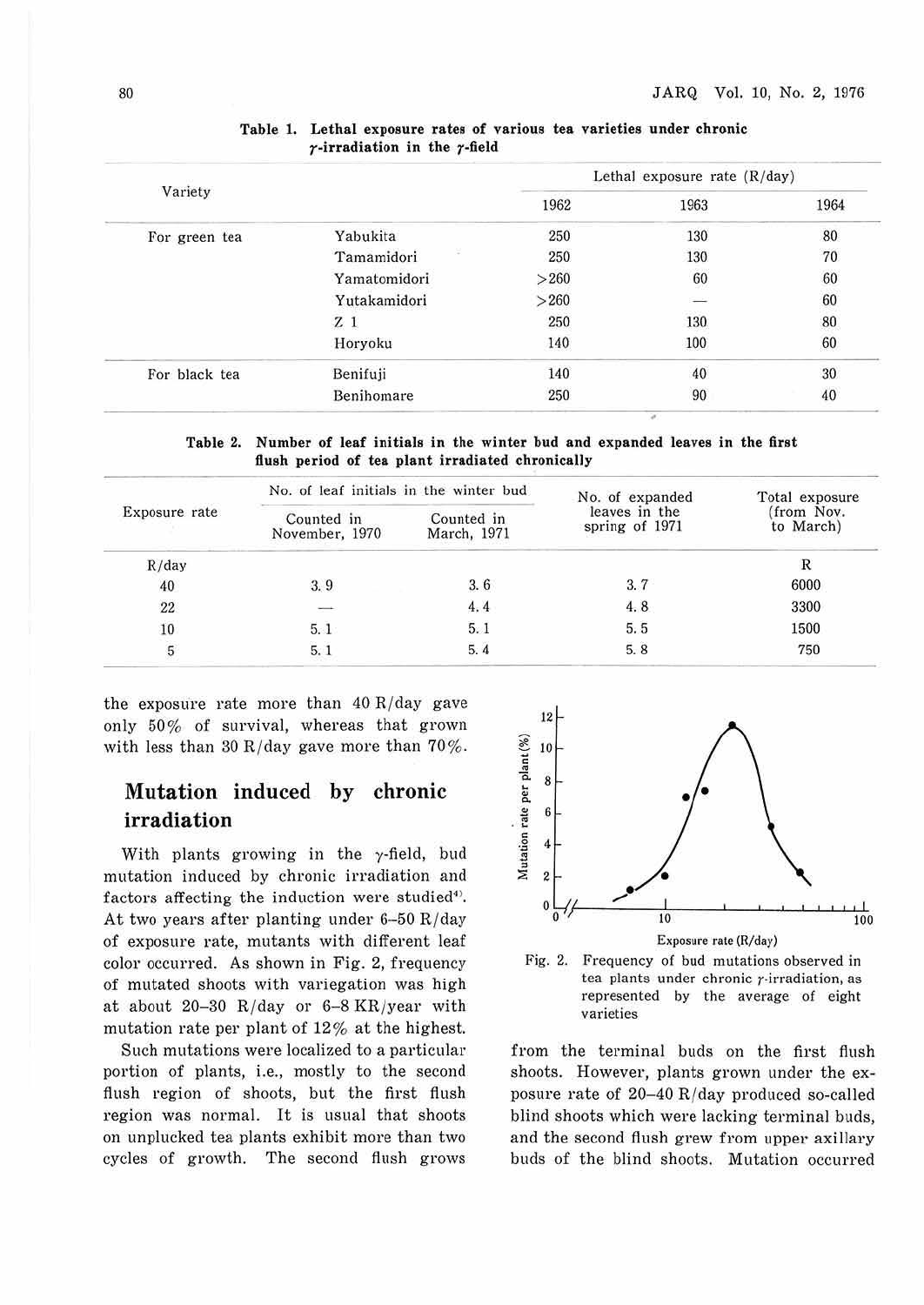Table 1. Lethal exposure rates of various tea varieties under chronic γ-irradiation in the γ-field

| Variety | | Lethal exposure rate (R/day) | | |
|---|---|---|---|---|
| | | 1962 | 1963 | 1964 |
| For green tea | Yabukita | 250 | 130 | 80 |
| | Tamamidori | 250 | 130 | 70 |
| | Yamatomidori | >260 | 60 | 60 |
| | Yutakamidori | >260 | — | 60 |
| | Z 1 | 250 | 130 | 80 |
| | Horyoku | 140 | 100 | 60 |
| For black tea | Benifuji | 140 | 40 | 30 |
| | Benihomare | 250 | 90 | 40 |

Table 2. Number of leaf initials in the winter bud and expanded leaves in the first flush period of tea plant irradiated chronically

| Exposure rate | No. of leaf initials in the winter bud | | No. of expanded leaves in the spring of 1971 | Total exposure (from Nov. to March) |
|---|---|---|---|---|
| | Counted in November, 1970 | Counted in March, 1971 | | |
| R/day | | | | R |
| 40 | 3.9 | 3.6 | 3.7 | 6000 |
| 22 | — | 4.4 | 4.8 | 3300 |
| 10 | 5.1 | 5.1 | 5.5 | 1500 |
| 5 | 5.1 | 5.4 | 5.8 | 750 |

the exposure rate more than 40 R/day gave only 50% of survival, whereas that grown with less than 30 R/day gave more than 70%.

## Mutation induced by chronic irradiation

With plants growing in the γ-field, bud mutation induced by chronic irradiation and factors affecting the induction were studied[4]. At two years after planting under 6–50 R/day of exposure rate, mutants with different leaf color occurred. As shown in Fig. 2, frequency of mutated shoots with variegation was high at about 20–30 R/day or 6–8 KR/year with mutation rate per plant of 12% at the highest.

Such mutations were localized to a particular portion of plants, i.e., mostly to the second flush region of shoots, but the first flush region was normal. It is usual that shoots on unplucked tea plants exhibit more than two cycles of growth. The second flush grows

Fig. 2. Frequency of bud mutations observed in tea plants under chronic γ-irradiation, as represented by the average of eight varieties

from the terminal buds on the first flush shoots. However, plants grown under the exposure rate of 20–40 R/day produced so-called blind shoots which were lacking terminal buds, and the second flush grew from upper axillary buds of the blind shoots. Mutation occurred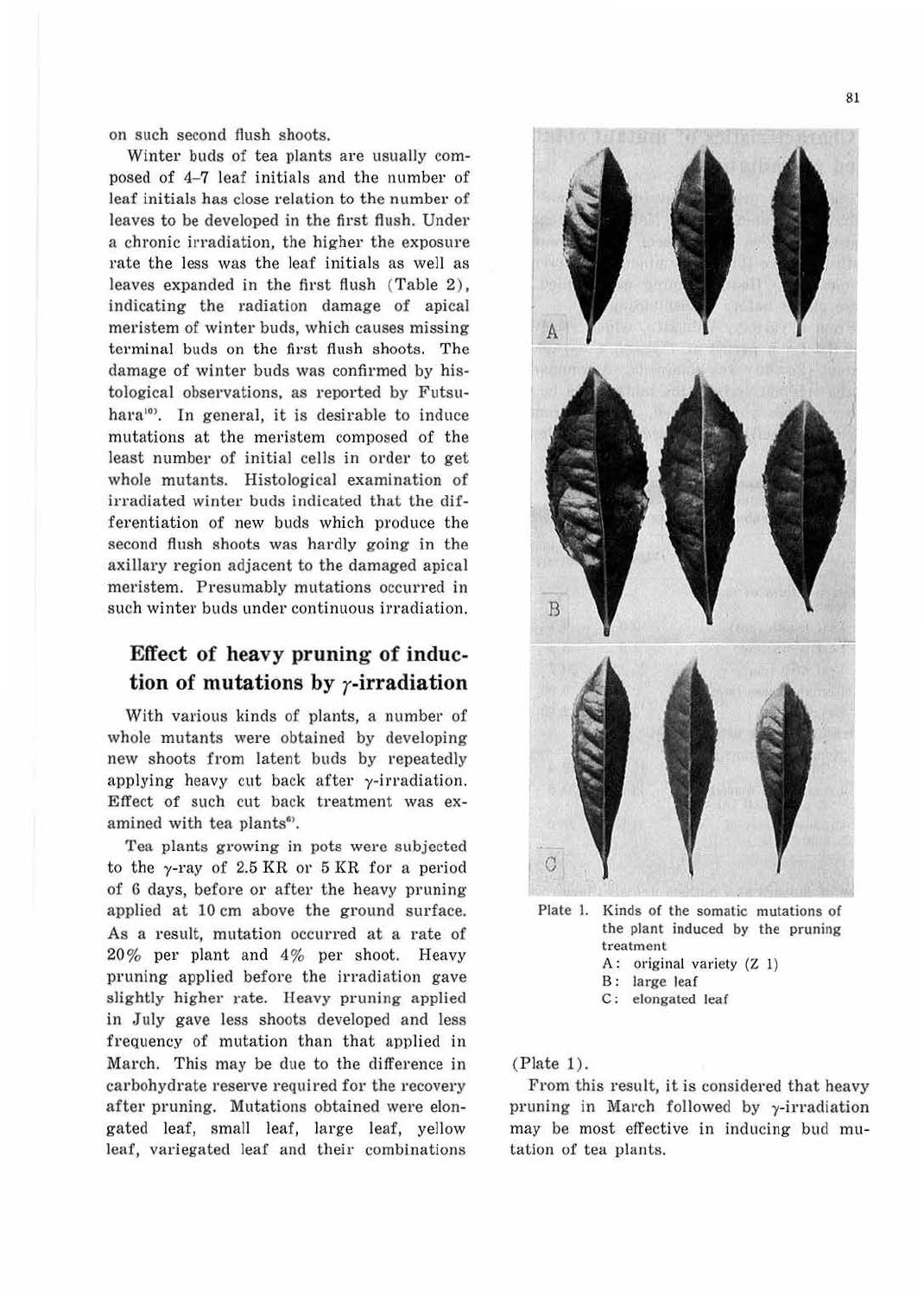on such second flush shoots.

Winter buds of tea plants are usually composed of 4–7 leaf initials and the number of leaf initials has close relation to the number of leaves to be developed in the first flush. Under a chronic irradiation, the higher the exposure rate the less was the leaf initials as well as leaves expanded in the first flush (Table 2), indicating the radiation damage of apical meristem of winter buds, which causes missing terminal buds on the first flush shoots. The damage of winter buds was confirmed by histological observations, as reported by Futsuhara[10]. In general, it is desirable to induce mutations at the meristem composed of the least number of initial cells in order to get whole mutants. Histological examination of irradiated winter buds indicated that the differentiation of new buds which produce the second flush shoots was hardly going in the axillary region adjacent to the damaged apical meristem. Presumably mutations occurred in such winter buds under continuous irradiation.

## Effect of heavy pruning of induction of mutations by $\gamma$-irradiation

With various kinds of plants, a number of whole mutants were obtained by developing new shoots from latent buds by repeatedly applying heavy cut back after $\gamma$-irradiation. Effect of such cut back treatment was examined with tea plants[6].

Tea plants growing in pots were subjected to the $\gamma$-ray of 2.5 KR or 5 KR for a period of 6 days, before or after the heavy pruning applied at 10 cm above the ground surface. As a result, mutation occurred at a rate of 20% per plant and 4% per shoot. Heavy pruning applied before the irradiation gave slightly higher rate. Heavy pruning applied in July gave less shoots developed and less frequency of mutation than that applied in March. This may be due to the difference in carbohydrate reserve required for the recovery after pruning. Mutations obtained were elongated leaf, small leaf, large leaf, yellow leaf, variegated leaf and their combinations (Plate 1).

Plate 1. Kinds of the somatic mutations of the plant induced by the pruning treatment
A: original variety (Z 1)
B: large leaf
C: elongated leaf

From this result, it is considered that heavy pruning in March followed by $\gamma$-irradiation may be most effective in inducing bud mutation of tea plants.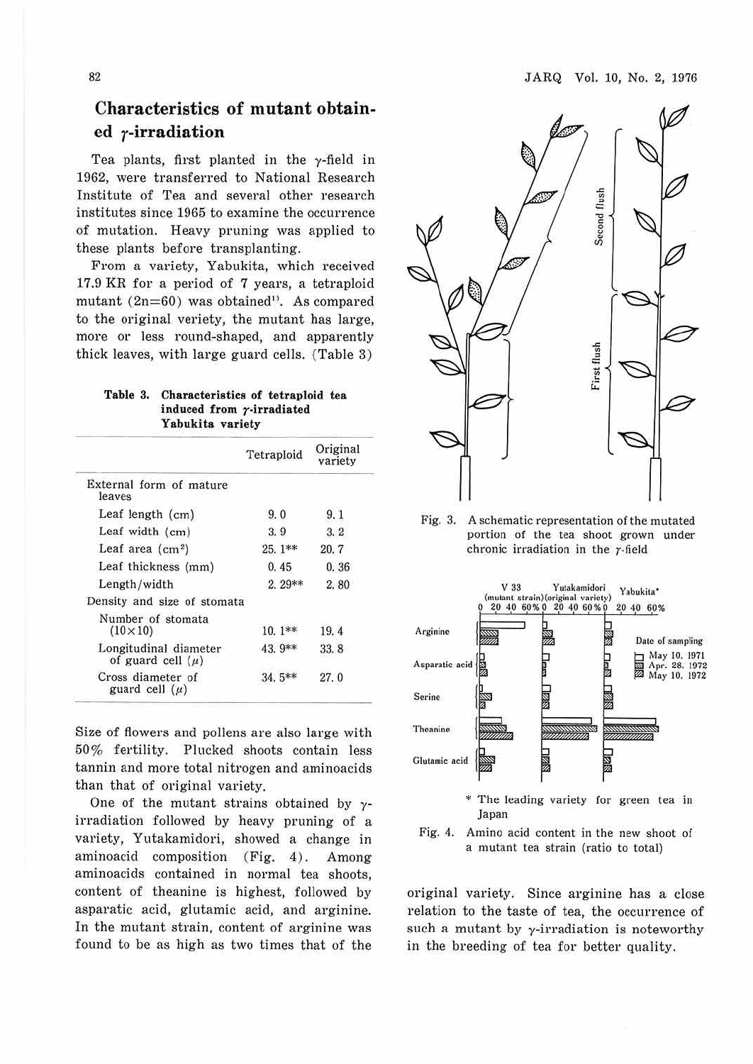## Characteristics of mutant obtained γ-irradiation

Tea plants, first planted in the γ-field in 1962, were transferred to National Research Institute of Tea and several other research institutes since 1965 to examine the occurrence of mutation. Heavy pruning was applied to these plants before transplanting.

From a variety, Yabukita, which received 17.9 KR for a period of 7 years, a tetraploid mutant ($2n=60$) was obtained[1]. As compared to the original veriety, the mutant has large, more or less round-shaped, and apparently thick leaves, with large guard cells. (Table 3)

**Table 3. Characteristics of tetraploid tea induced from γ-irradiated Yabukita variety**

| | Tetraploid | Original variety |
|---|---|---|
| External form of mature leaves | | |
| Leaf length (cm) | 9.0 | 9.1 |
| Leaf width (cm) | 3.9 | 3.2 |
| Leaf area (cm²) | 25.1** | 20.7 |
| Leaf thickness (mm) | 0.45 | 0.36 |
| Length/width | 2.29** | 2.80 |
| Density and size of stomata | | |
| Number of stomata (10×10) | 10.1** | 19.4 |
| Longitudinal diameter of guard cell (μ) | 43.9** | 33.8 |
| Cross diameter of guard cell (μ) | 34.5** | 27.0 |

Size of flowers and pollens are also large with 50% fertility. Plucked shoots contain less tannin and more total nitrogen and aminoacids than that of original variety.

One of the mutant strains obtained by γ-irradiation followed by heavy pruning of a variety, Yutakamidori, showed a change in aminoacid composition (Fig. 4). Among aminoacids contained in normal tea shoots, content of theanine is highest, followed by asparatic acid, glutamic acid, and arginine. In the mutant strain, content of arginine was found to be as high as two times that of the original variety. Since arginine has a close relation to the taste of tea, the occurrence of such a mutant by γ-irradiation is noteworthy in the breeding of tea for better quality.

Fig. 3. A schematic representation of the mutated portion of the tea shoot grown under chronic irradiation in the γ-field

\* The leading variety for green tea in Japan

Fig. 4. Amino acid content in the new shoot of a mutant tea strain (ratio to total)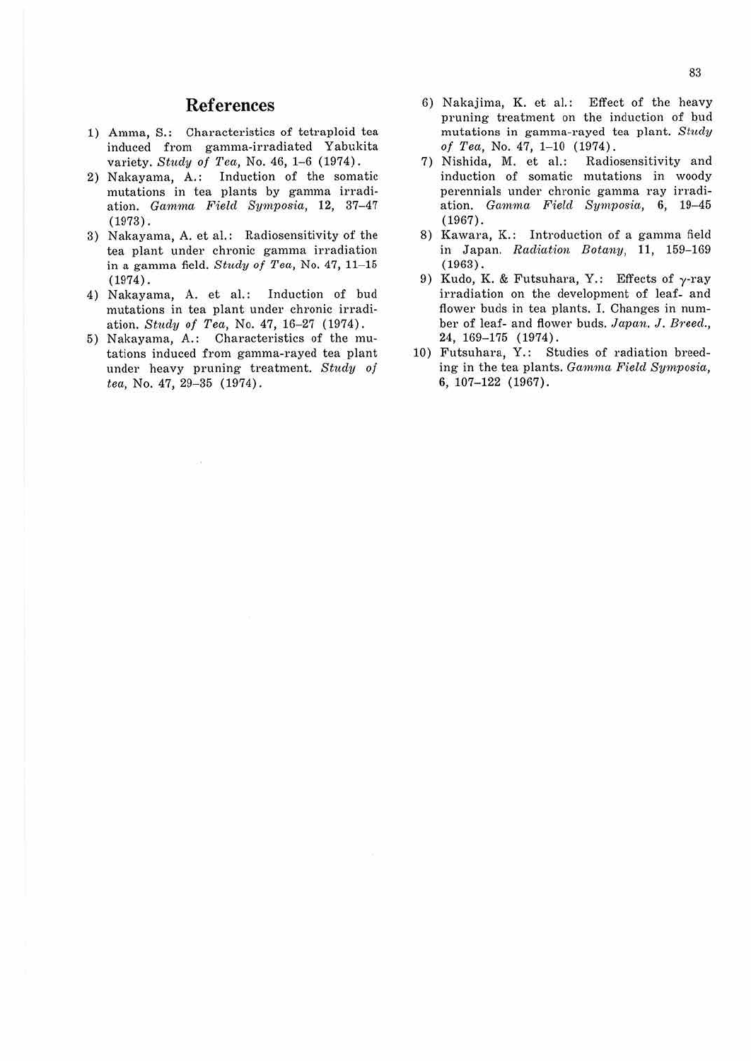## References

1) Amma, S.: Characteristics of tetraploid tea induced from gamma-irradiated Yabukita variety. *Study of Tea*, No. 46, 1–6 (1974).
2) Nakayama, A.: Induction of the somatic mutations in tea plants by gamma irradiation. *Gamma Field Symposia*, 12, 37–47 (1973).
3) Nakayama, A. et al.: Radiosensitivity of the tea plant under chronic gamma irradiation in a gamma field. *Study of Tea*, No. 47, 11–15 (1974).
4) Nakayama, A. et al.: Induction of bud mutations in tea plant under chronic irradiation. *Study of Tea*, No. 47, 16–27 (1974).
5) Nakayama, A.: Characteristics of the mutations induced from gamma-rayed tea plant under heavy pruning treatment. *Study of tea*, No. 47, 29–35 (1974).
6) Nakajima, K. et al.: Effect of the heavy pruning treatment on the induction of bud mutations in gamma-rayed tea plant. *Study of Tea*, No. 47, 1–10 (1974).
7) Nishida, M. et al.: Radiosensitivity and induction of somatic mutations in woody perennials under chronic gamma ray irradiation. *Gamma Field Symposia*, 6, 19–45 (1967).
8) Kawara, K.: Introduction of a gamma field in Japan. *Radiation Botany*, 11, 159–169 (1963).
9) Kudo, K. & Futsuhara, Y.: Effects of $\gamma$-ray irradiation on the development of leaf- and flower buds in tea plants. I. Changes in number of leaf- and flower buds. *Japan. J. Breed.*, 24, 169–175 (1974).
10) Futsuhara, Y.: Studies of radiation breeding in the tea plants. *Gamma Field Symposia*, **6**, 107–122 (1967).